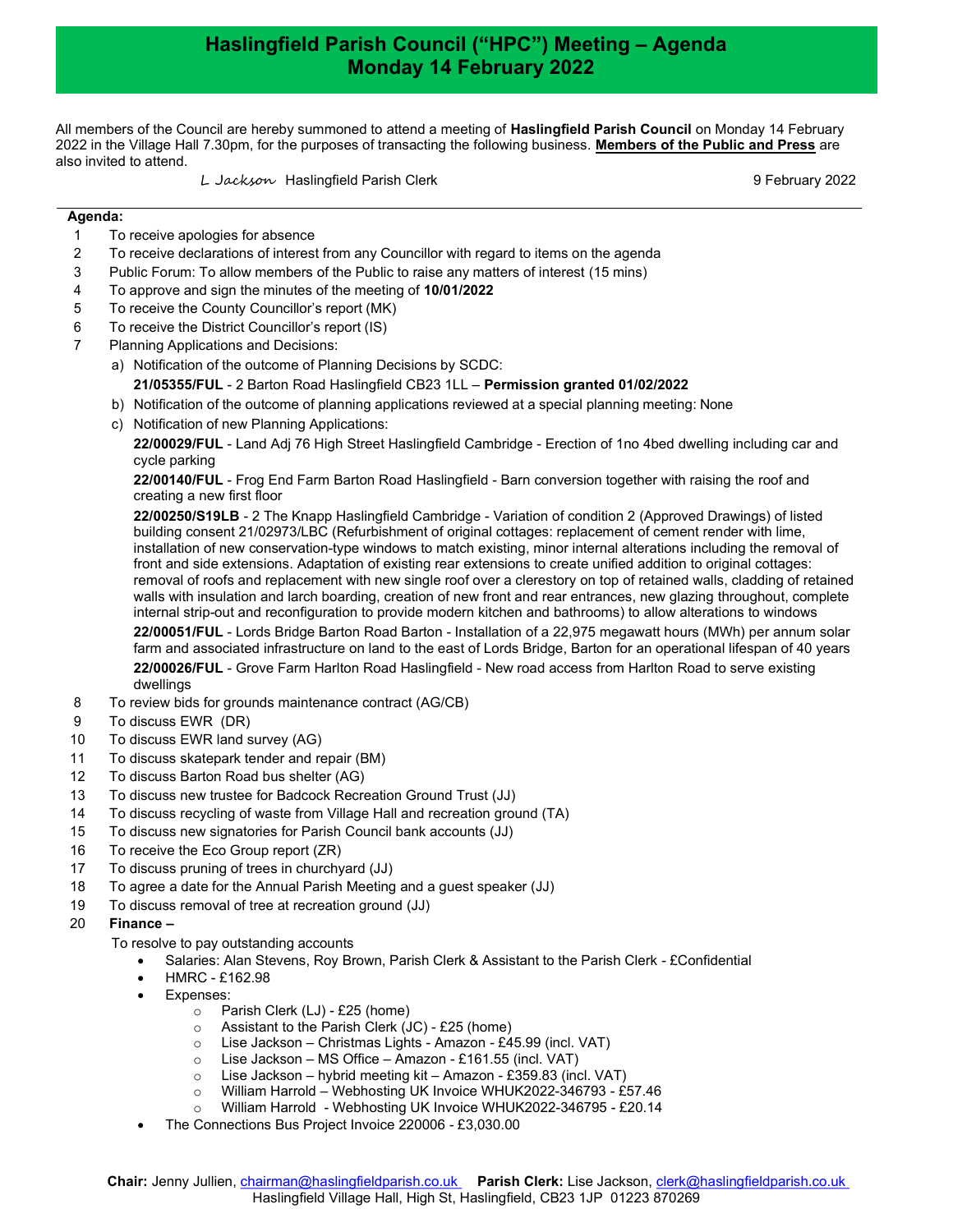# Haslingfield Parish Council ("HPC") Meeting – Agenda
## Monday 14 February 2022

All members of the Council are hereby summoned to attend a meeting of **Haslingfield Parish Council** on Monday 14 February 2022 in the Village Hall 7.30pm, for the purposes of transacting the following business. **Members of the Public and Press** are also invited to attend.

*L Jackson* Haslingfield Parish Clerk 9 February 2022

---

**Agenda:**

1. To receive apologies for absence
2. To receive declarations of interest from any Councillor with regard to items on the agenda
3. Public Forum: To allow members of the Public to raise any matters of interest (15 mins)
4. To approve and sign the minutes of the meeting of **10/01/2022**
5. To receive the County Councillor's report (MK)
6. To receive the District Councillor's report (IS)
7. Planning Applications and Decisions:
   a) Notification of the outcome of Planning Decisions by SCDC:
      **21/05355/FUL** - 2 Barton Road Haslingfield CB23 1LL – **Permission granted 01/02/2022**
   b) Notification of the outcome of planning applications reviewed at a special planning meeting: None
   c) Notification of new Planning Applications:
      **22/00029/FUL** - Land Adj 76 High Street Haslingfield Cambridge - Erection of 1no 4bed dwelling including car and cycle parking
      **22/00140/FUL** - Frog End Farm Barton Road Haslingfield - Barn conversion together with raising the roof and creating a new first floor
      **22/00250/S19LB** - 2 The Knapp Haslingfield Cambridge - Variation of condition 2 (Approved Drawings) of listed building consent 21/02973/LBC (Refurbishment of original cottages: replacement of cement render with lime, installation of new conservation-type windows to match existing, minor internal alterations including the removal of front and side extensions. Adaptation of existing rear extensions to create unified addition to original cottages: removal of roofs and replacement with new single roof over a clerestory on top of retained walls, cladding of retained walls with insulation and larch boarding, creation of new front and rear entrances, new glazing throughout, complete internal strip-out and reconfiguration to provide modern kitchen and bathrooms) to allow alterations to windows
      **22/00051/FUL** - Lords Bridge Barton Road Barton - Installation of a 22,975 megawatt hours (MWh) per annum solar farm and associated infrastructure on land to the east of Lords Bridge, Barton for an operational lifespan of 40 years
      **22/00026/FUL** - Grove Farm Harlton Road Haslingfield - New road access from Harlton Road to serve existing dwellings
8. To review bids for grounds maintenance contract (AG/CB)
9. To discuss EWR (DR)
10. To discuss EWR land survey (AG)
11. To discuss skatepark tender and repair (BM)
12. To discuss Barton Road bus shelter (AG)
13. To discuss new trustee for Badcock Recreation Ground Trust (JJ)
14. To discuss recycling of waste from Village Hall and recreation ground (TA)
15. To discuss new signatories for Parish Council bank accounts (JJ)
16. To receive the Eco Group report (ZR)
17. To discuss pruning of trees in churchyard (JJ)
18. To agree a date for the Annual Parish Meeting and a guest speaker (JJ)
19. To discuss removal of tree at recreation ground (JJ)
20. **Finance –**

    To resolve to pay outstanding accounts
    - Salaries: Alan Stevens, Roy Brown, Parish Clerk & Assistant to the Parish Clerk - £Confidential
    - HMRC - £162.98
    - Expenses:
      - Parish Clerk (LJ) - £25 (home)
      - Assistant to the Parish Clerk (JC) - £25 (home)
      - Lise Jackson – Christmas Lights - Amazon - £45.99 (incl. VAT)
      - Lise Jackson – MS Office – Amazon - £161.55 (incl. VAT)
      - Lise Jackson – hybrid meeting kit – Amazon - £359.83 (incl. VAT)
      - William Harrold – Webhosting UK Invoice WHUK2022-346793 - £57.46
      - William Harrold - Webhosting UK Invoice WHUK2022-346795 - £20.14
    - The Connections Bus Project Invoice 220006 - £3,030.00

**Chair:** Jenny Jullien, chairman@haslingfieldparish.co.uk **Parish Clerk:** Lise Jackson, clerk@haslingfieldparish.co.uk
Haslingfield Village Hall, High St, Haslingfield, CB23 1JP 01223 870269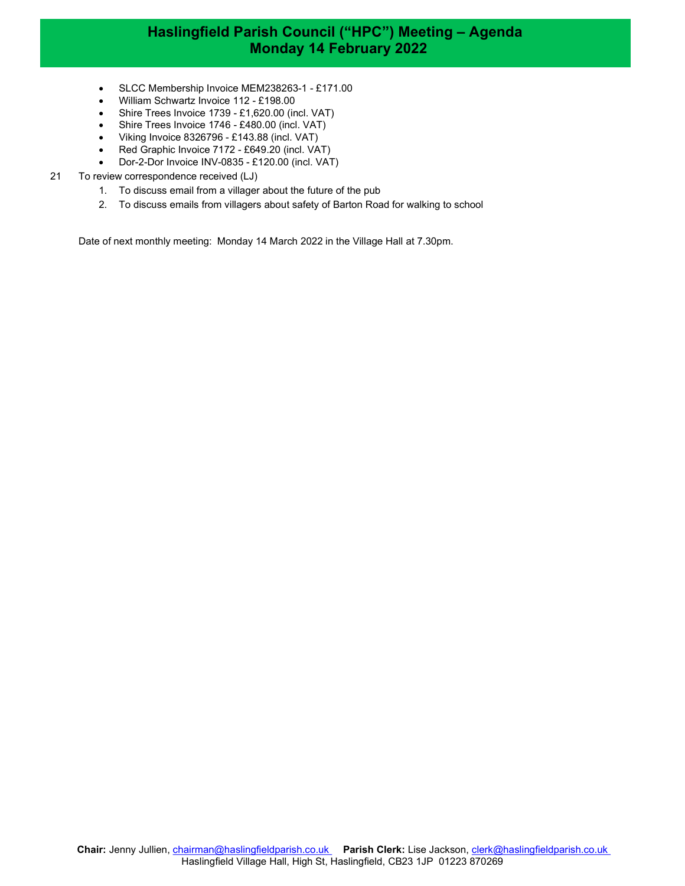- SLCC Membership Invoice MEM238263-1 - £171.00
- William Schwartz Invoice 112 - £198.00
- Shire Trees Invoice 1739 - £1,620.00 (incl. VAT)
- Shire Trees Invoice 1746 - £480.00 (incl. VAT)
- Viking Invoice 8326796 - £143.88 (incl. VAT)
- Red Graphic Invoice 7172 - £649.20 (incl. VAT)
- Dor-2-Dor Invoice INV-0835 - £120.00 (incl. VAT)

21 To review correspondence received (LJ)

1. To discuss email from a villager about the future of the pub
2. To discuss emails from villagers about safety of Barton Road for walking to school

Date of next monthly meeting: Monday 14 March 2022 in the Village Hall at 7.30pm.